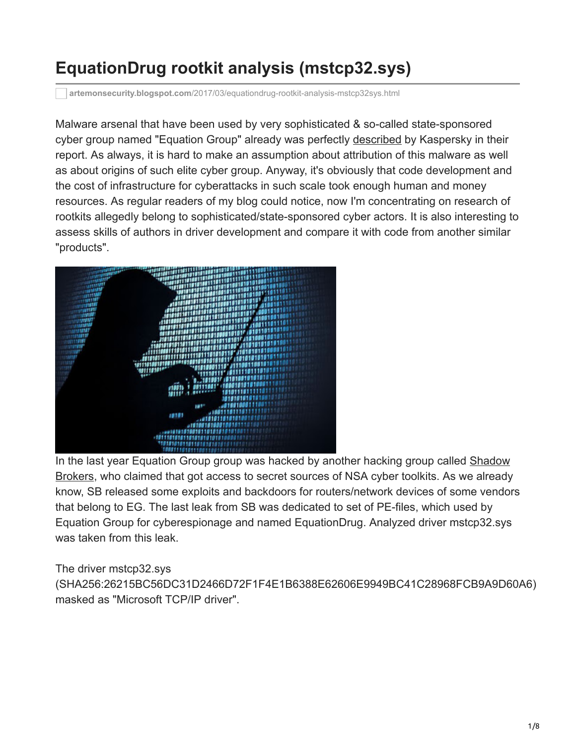# EquationDrug rootkit analysis (mstcp32.sys)

artemonsecurity.blogspot.com/2017/03/equationdrug-rootkit-analysis-mstcp32sys.html

Malware arsenal that have been used by very sophisticated & so-called state-sponsored cyber group named "Equation Group" already was perfectly described by Kaspersky in their report. As always, it is hard to make an assumption about attribution of this malware as well as about origins of such elite cyber group. Anyway, it's obviously that code development and the cost of infrastructure for cyberattacks in such scale took enough human and money resources. As regular readers of my blog could notice, now I'm concentrating on research of rootkits allegedly belong to sophisticated/state-sponsored cyber actors. It is also interesting to assess skills of authors in driver development and compare it with code from another similar "products".

In the last year Equation Group group was hacked by another hacking group called Shadow Brokers, who claimed that got access to secret sources of NSA cyber toolkits. As we already know, SB released some exploits and backdoors for routers/network devices of some vendors that belong to EG. The last leak from SB was dedicated to set of PE-files, which used by Equation Group for cyberespionage and named EquationDrug. Analyzed driver mstcp32.sys was taken from this leak.

The driver mstcp32.sys (SHA256:26215BC56DC31D2466D72F1F4E1B6388E62606E9949BC41C28968FCB9A9D60A6) masked as "Microsoft TCP/IP driver".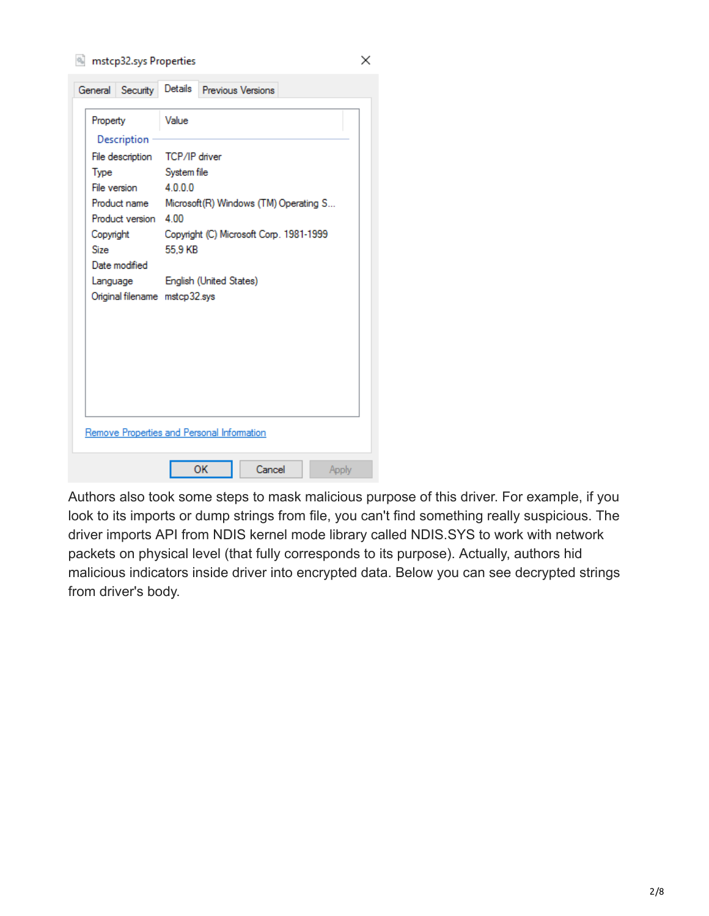mstcp32.sys Properties

General | Security | Details | Previous Versions

| Property | Value |
| --- | --- |
| **Description** | |
| File description | TCP/IP driver |
| Type | System file |
| File version | 4.0.0.0 |
| Product name | Microsoft(R) Windows (TM) Operating S... |
| Product version | 4.00 |
| Copyright | Copyright (C) Microsoft Corp. 1981-1999 |
| Size | 55,9 KB |
| Date modified | |
| Language | English (United States) |
| Original filename | mstcp32.sys |

Remove Properties and Personal Information

OK | Cancel | Apply

Authors also took some steps to mask malicious purpose of this driver. For example, if you look to its imports or dump strings from file, you can't find something really suspicious. The driver imports API from NDIS kernel mode library called NDIS.SYS to work with network packets on physical level (that fully corresponds to its purpose). Actually, authors hid malicious indicators inside driver into encrypted data. Below you can see decrypted strings from driver's body.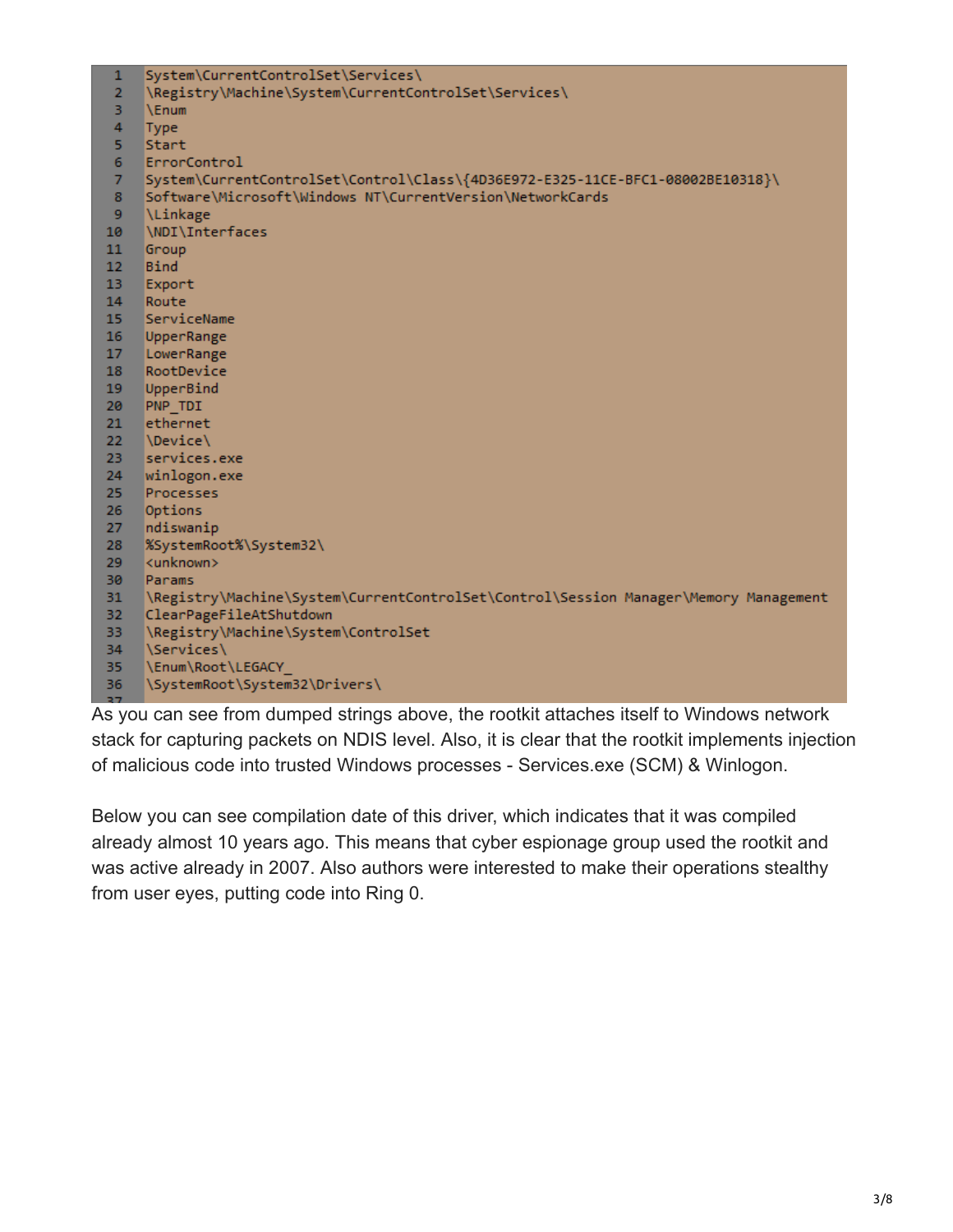```
System\CurrentControlSet\Services\
\Registry\Machine\System\CurrentControlSet\Services\
\Enum
Type
Start
ErrorControl
System\CurrentControlSet\Control\Class\{4D36E972-E325-11CE-BFC1-08002BE10318}\
Software\Microsoft\Windows NT\CurrentVersion\NetworkCards
\Linkage
\NDI\Interfaces
Group
Bind
Export
Route
ServiceName
UpperRange
LowerRange
RootDevice
UpperBind
PNP_TDI
ethernet
\Device\
services.exe
winlogon.exe
Processes
Options
ndiswanip
%SystemRoot%\System32\
<unknown>
Params
\Registry\Machine\System\CurrentControlSet\Control\Session Manager\Memory Management
ClearPageFileAtShutdown
\Registry\Machine\System\ControlSet
\Services\
\Enum\Root\LEGACY_
\SystemRoot\System32\Drivers\
```

As you can see from dumped strings above, the rootkit attaches itself to Windows network stack for capturing packets on NDIS level. Also, it is clear that the rootkit implements injection of malicious code into trusted Windows processes - Services.exe (SCM) & Winlogon.

Below you can see compilation date of this driver, which indicates that it was compiled already almost 10 years ago. This means that cyber espionage group used the rootkit and was active already in 2007. Also authors were interested to make their operations stealthy from user eyes, putting code into Ring 0.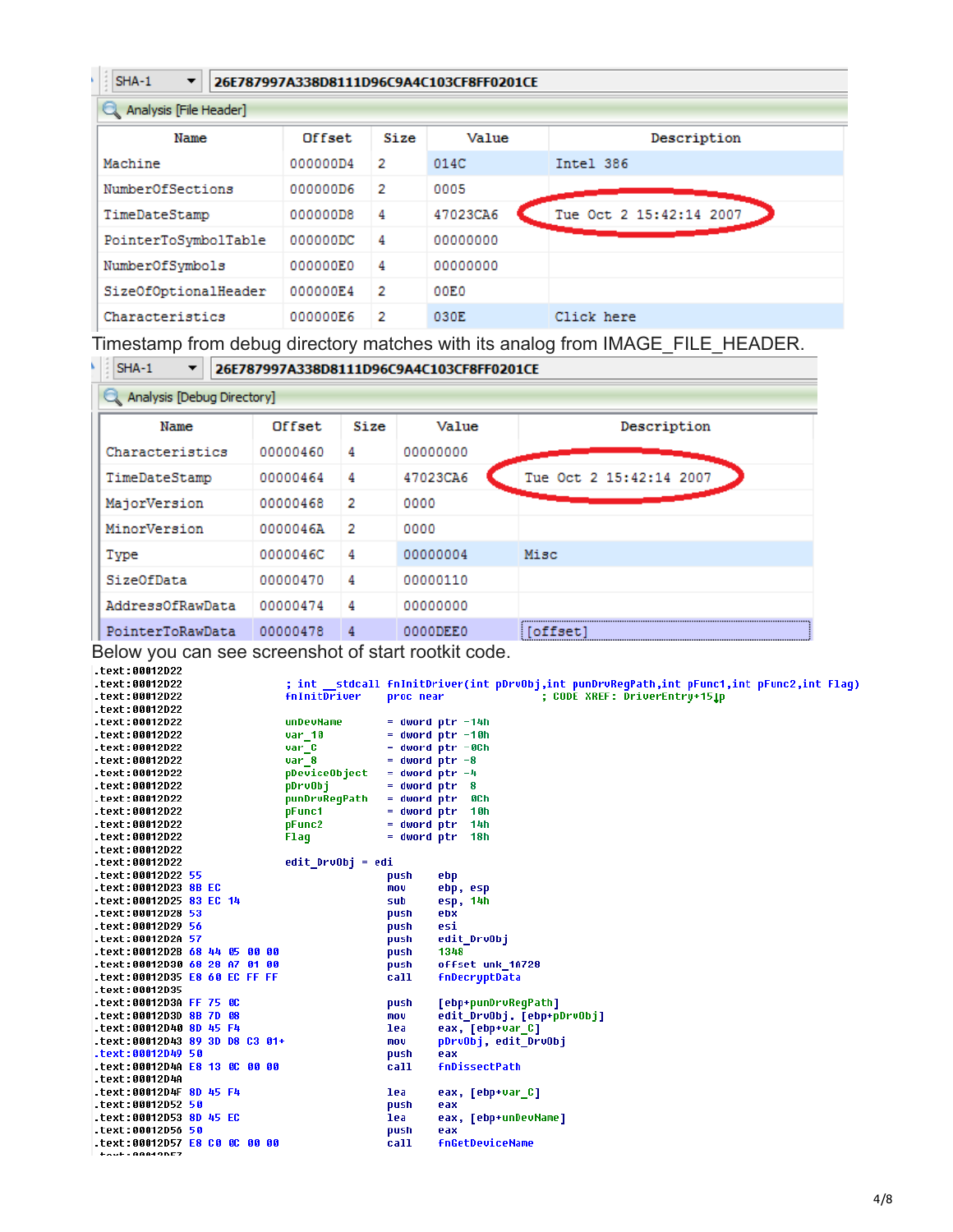SHA-1 26E787997A338D8111D96C9A4C103CF8FF0201CE

Analysis [File Header]

| Name | Offset | Size | Value | Description |
|---|---|---|---|---|
| Machine | 000000D4 | 2 | 014C | Intel 386 |
| NumberOfSections | 000000D6 | 2 | 0005 | |
| TimeDateStamp | 000000D8 | 4 | 47023CA6 | Tue Oct 2 15:42:14 2007 |
| PointerToSymbolTable | 000000DC | 4 | 00000000 | |
| NumberOfSymbols | 000000E0 | 4 | 00000000 | |
| SizeOfOptionalHeader | 000000E4 | 2 | 00E0 | |
| Characteristics | 000000E6 | 2 | 030E | Click here |

Timestamp from debug directory matches with its analog from IMAGE_FILE_HEADER.

SHA-1 26E787997A338D8111D96C9A4C103CF8FF0201CE

Analysis [Debug Directory]

| Name | Offset | Size | Value | Description |
|---|---|---|---|---|
| Characteristics | 00000460 | 4 | 00000000 | |
| TimeDateStamp | 00000464 | 4 | 47023CA6 | Tue Oct 2 15:42:14 2007 |
| MajorVersion | 00000468 | 2 | 0000 | |
| MinorVersion | 0000046A | 2 | 0000 | |
| Type | 0000046C | 4 | 00000004 | Misc |
| SizeOfData | 00000470 | 4 | 00000110 | |
| AddressOfRawData | 00000474 | 4 | 00000000 | |
| PointerToRawData | 00000478 | 4 | 0000DEE0 | [offset] |

Below you can see screenshot of start rootkit code.

```
.text:00012D22
.text:00012D22                 ; int __stdcall fnInitDriver(int pDrvObj,int punDrvRegPath,int pFunc1,int pFunc2,int Flag)
.text:00012D22                 fnInitDriver    proc near               ; CODE XREF: DriverEntry+15↓p
.text:00012D22
.text:00012D22                 unDevName       = dword ptr -14h
.text:00012D22                 var_10          = dword ptr -10h
.text:00012D22                 var_C           = dword ptr -0Ch
.text:00012D22                 var_8           = dword ptr -8
.text:00012D22                 pDeviceObject   = dword ptr -4
.text:00012D22                 pDrvObj         = dword ptr  8
.text:00012D22                 punDrvRegPath   = dword ptr  0Ch
.text:00012D22                 pFunc1          = dword ptr  10h
.text:00012D22                 pFunc2          = dword ptr  14h
.text:00012D22                 Flag            = dword ptr  18h
.text:00012D22
.text:00012D22                 edit_DrvObj = edi
.text:00012D22 55                              push    ebp
.text:00012D23 8B EC                           mov     ebp, esp
.text:00012D25 83 EC 14                        sub     esp, 14h
.text:00012D28 53                              push    ebx
.text:00012D29 56                              push    esi
.text:00012D2A 57                              push    edit_DrvObj
.text:00012D2B 68 44 05 00 00                  push    1348
.text:00012D30 68 28 A7 01 00                  push    offset unk_1A728
.text:00012D35 E8 60 EC FF FF                  call    fnDecryptData
.text:00012D35
.text:00012D3A FF 75 0C                        push    [ebp+punDrvRegPath]
.text:00012D3D 8B 7D 08                        mov     edit_DrvObj, [ebp+pDrvObj]
.text:00012D40 8D 45 F4                        lea     eax, [ebp+var_C]
.text:00012D43 89 3D D8 C3 01+                 mov     pDrvObj, edit_DrvObj
.text:00012D49 50                              push    eax
.text:00012D4A E8 13 0C 00 00                  call    fnDissectPath
.text:00012D4A
.text:00012D4F 8D 45 F4                        lea     eax, [ebp+var_C]
.text:00012D52 50                              push    eax
.text:00012D53 8D 45 EC                        lea     eax, [ebp+unDevName]
.text:00012D56 50                              push    eax
.text:00012D57 E8 C0 0C 00 00                  call    fnGetDeviceName
```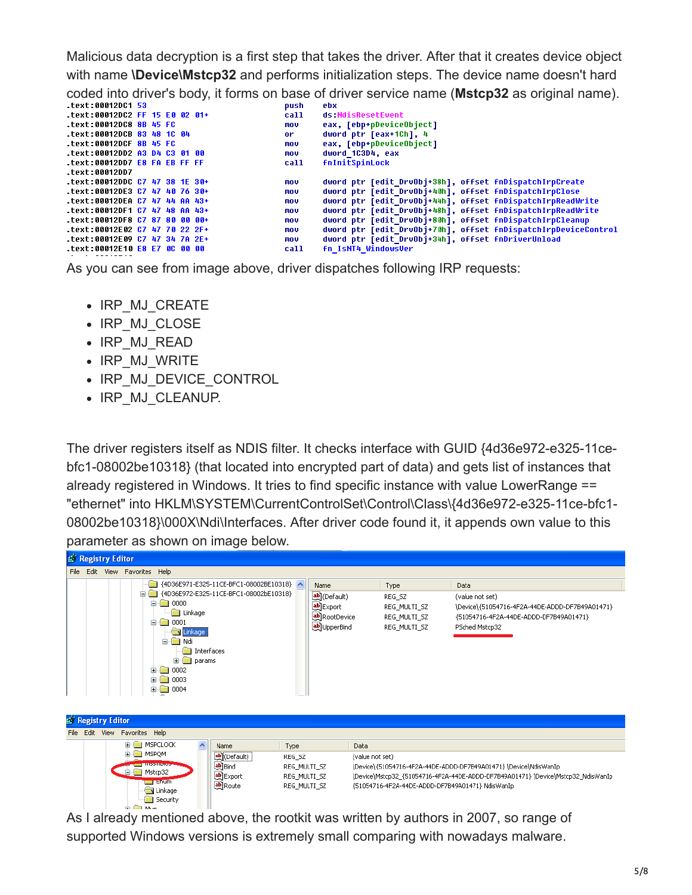Malicious data decryption is a first step that takes the driver. After that it creates device object with name **\Device\Mstcp32** and performs initialization steps. The device name doesn't hard coded into driver's body, it forms on base of driver service name (**Mstcp32** as original name).

```
.text:00012DC1 53                    push    ebx
.text:00012DC2 FF 15 E0 02 01+       call    ds:NdisResetEvent
.text:00012DC8 8B 45 FC              mov     eax, [ebp+pDeviceObject]
.text:00012DCB 83 48 1C 04           or      dword ptr [eax+1Ch], 4
.text:00012DCF 8B 45 FC              mov     eax, [ebp+pDeviceObject]
.text:00012DD2 A3 D4 C3 01 00        mov     dword_1C3D4, eax
.text:00012DD7 E8 FA EB FF FF        call    fnInitSpinLock
.text:00012DD7
.text:00012DDC C7 47 38 1E 30+       mov     dword ptr [edit_DrvObj+38h], offset fnDispatchIrpCreate
.text:00012DE3 C7 47 40 76 30+       mov     dword ptr [edit_DrvObj+40h], offset fnDispatchIrpClose
.text:00012DEA C7 47 44 AA 43+       mov     dword ptr [edit_DrvObj+44h], offset fnDispatchIrpReadWrite
.text:00012DF1 C7 47 48 AA 43+       mov     dword ptr [edit_DrvObj+48h], offset fnDispatchIrpReadWrite
.text:00012DF8 C7 87 80 00 00+       mov     dword ptr [edit_DrvObj+80h], offset fnDispatchIrpCleanup
.text:00012E02 C7 47 70 22 2F+       mov     dword ptr [edit_DrvObj+70h], offset fnDispatchIrpDeviceControl
.text:00012E09 C7 47 34 7A 2E+       mov     dword ptr [edit_DrvObj+34h], offset fnDriverUnload
.text:00012E10 E8 E7 0C 00 00        call    fn_IsNT4_WindowsVer
```

As you can see from image above, driver dispatches following IRP requests:

- IRP_MJ_CREATE
- IRP_MJ_CLOSE
- IRP_MJ_READ
- IRP_MJ_WRITE
- IRP_MJ_DEVICE_CONTROL
- IRP_MJ_CLEANUP.

The driver registers itself as NDIS filter. It checks interface with GUID {4d36e972-e325-11ce-bfc1-08002be10318} (that located into encrypted part of data) and gets list of instances that already registered in Windows. It tries to find specific instance with value LowerRange == "ethernet" into HKLM\SYSTEM\CurrentControlSet\Control\Class\{4d36e972-e325-11ce-bfc1-08002be10318}\000X\Ndi\Interfaces. After driver code found it, it appends own value to this parameter as shown on image below.

| Name | Type | Data |
| --- | --- | --- |
| (Default) | REG_SZ | (value not set) |
| Export | REG_MULTI_SZ | \Device\{51054716-4F2A-44DE-ADDD-DF7B49A01471} |
| RootDevice | REG_MULTI_SZ | {51054716-4F2A-44DE-ADDD-DF7B49A01471} |
| UpperBind | REG_MULTI_SZ | PSched Mstcp32 |

| Name | Type | Data |
| --- | --- | --- |
| (Default) | REG_SZ | (value not set) |
| Bind | REG_MULTI_SZ | \Device\{51054716-4F2A-44DE-ADDD-DF7B49A01471} \Device\NdisWanIp |
| Export | REG_MULTI_SZ | \Device\Mstcp32_{51054716-4F2A-44DE-ADDD-DF7B49A01471} \Device\Mstcp32_NdisWanIp |
| Route | REG_MULTI_SZ | {51054716-4F2A-44DE-ADDD-DF7B49A01471} NdisWanIp |

As I already mentioned above, the rootkit was written by authors in 2007, so range of supported Windows versions is extremely small comparing with nowadays malware.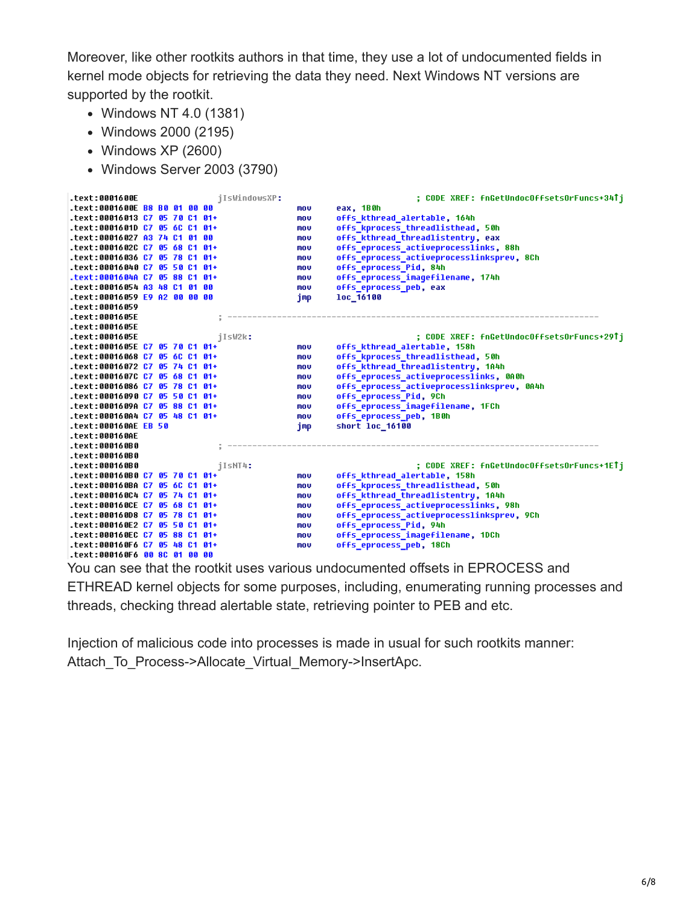Moreover, like other rootkits authors in that time, they use a lot of undocumented fields in kernel mode objects for retrieving the data they need. Next Windows NT versions are supported by the rootkit.

- Windows NT 4.0 (1381)
- Windows 2000 (2195)
- Windows XP (2600)
- Windows Server 2003 (3790)

```
.text:0001600E                 jIsWindowsXP:                           ; CODE XREF: fnGetUndocOffsetsOrFuncs+34↑j
.text:0001600E B8 B0 01 00 00                  mov     eax, 1B0h
.text:00016013 C7 05 70 C1 01+                 mov     offs_kthread_alertable, 164h
.text:0001601D C7 05 6C C1 01+                 mov     offs_kprocess_threadlisthead, 50h
.text:00016027 A3 74 C1 01 00                  mov     offs_kthread_threadlistentry, eax
.text:0001602C C7 05 68 C1 01+                 mov     offs_eprocess_activeprocesslinks, 88h
.text:00016036 C7 05 78 C1 01+                 mov     offs_eprocess_activeprocesslinksprev, 8Ch
.text:00016040 C7 05 50 C1 01+                 mov     offs_eprocess_Pid, 84h
.text:0001604A C7 05 88 C1 01+                 mov     offs_eprocess_imagefilename, 174h
.text:00016054 A3 48 C1 01 00                  mov     offs_eprocess_peb, eax
.text:00016059 E9 A2 00 00 00                  jmp     loc_16100
.text:00016059
.text:0001605E                 ; ---------------------------------------------------------------------------
.text:0001605E
.text:0001605E                 jIsW2k:                                 ; CODE XREF: fnGetUndocOffsetsOrFuncs+29↑j
.text:0001605E C7 05 70 C1 01+                 mov     offs_kthread_alertable, 158h
.text:00016068 C7 05 6C C1 01+                 mov     offs_kprocess_threadlisthead, 50h
.text:00016072 C7 05 74 C1 01+                 mov     offs_kthread_threadlistentry, 1A4h
.text:0001607C C7 05 68 C1 01+                 mov     offs_eprocess_activeprocesslinks, 0A0h
.text:00016086 C7 05 78 C1 01+                 mov     offs_eprocess_activeprocesslinksprev, 0A4h
.text:00016090 C7 05 50 C1 01+                 mov     offs_eprocess_Pid, 9Ch
.text:0001609A C7 05 88 C1 01+                 mov     offs_eprocess_imagefilename, 1FCh
.text:000160A4 C7 05 48 C1 01+                 mov     offs_eprocess_peb, 1B0h
.text:000160AE EB 50                           jmp     short loc_16100
.text:000160AE
.text:000160B0                 ; ---------------------------------------------------------------------------
.text:000160B0
.text:000160B0                 jIsNT4:                                 ; CODE XREF: fnGetUndocOffsetsOrFuncs+1E↑j
.text:000160B0 C7 05 70 C1 01+                 mov     offs_kthread_alertable, 158h
.text:000160BA C7 05 6C C1 01+                 mov     offs_kprocess_threadlisthead, 50h
.text:000160C4 C7 05 74 C1 01+                 mov     offs_kthread_threadlistentry, 1A4h
.text:000160CE C7 05 68 C1 01+                 mov     offs_eprocess_activeprocesslinks, 98h
.text:000160D8 C7 05 78 C1 01+                 mov     offs_eprocess_activeprocesslinksprev, 9Ch
.text:000160E2 C7 05 50 C1 01+                 mov     offs_eprocess_Pid, 94h
.text:000160EC C7 05 88 C1 01+                 mov     offs_eprocess_imagefilename, 1DCh
.text:000160F6 C7 05 48 C1 01+                 mov     offs_eprocess_peb, 18Ch
.text:000160F6 00 8C 01 00 00
```

You can see that the rootkit uses various undocumented offsets in EPROCESS and ETHREAD kernel objects for some purposes, including, enumerating running processes and threads, checking thread alertable state, retrieving pointer to PEB and etc.

Injection of malicious code into processes is made in usual for such rootkits manner: Attach_To_Process->Allocate_Virtual_Memory->InsertApc.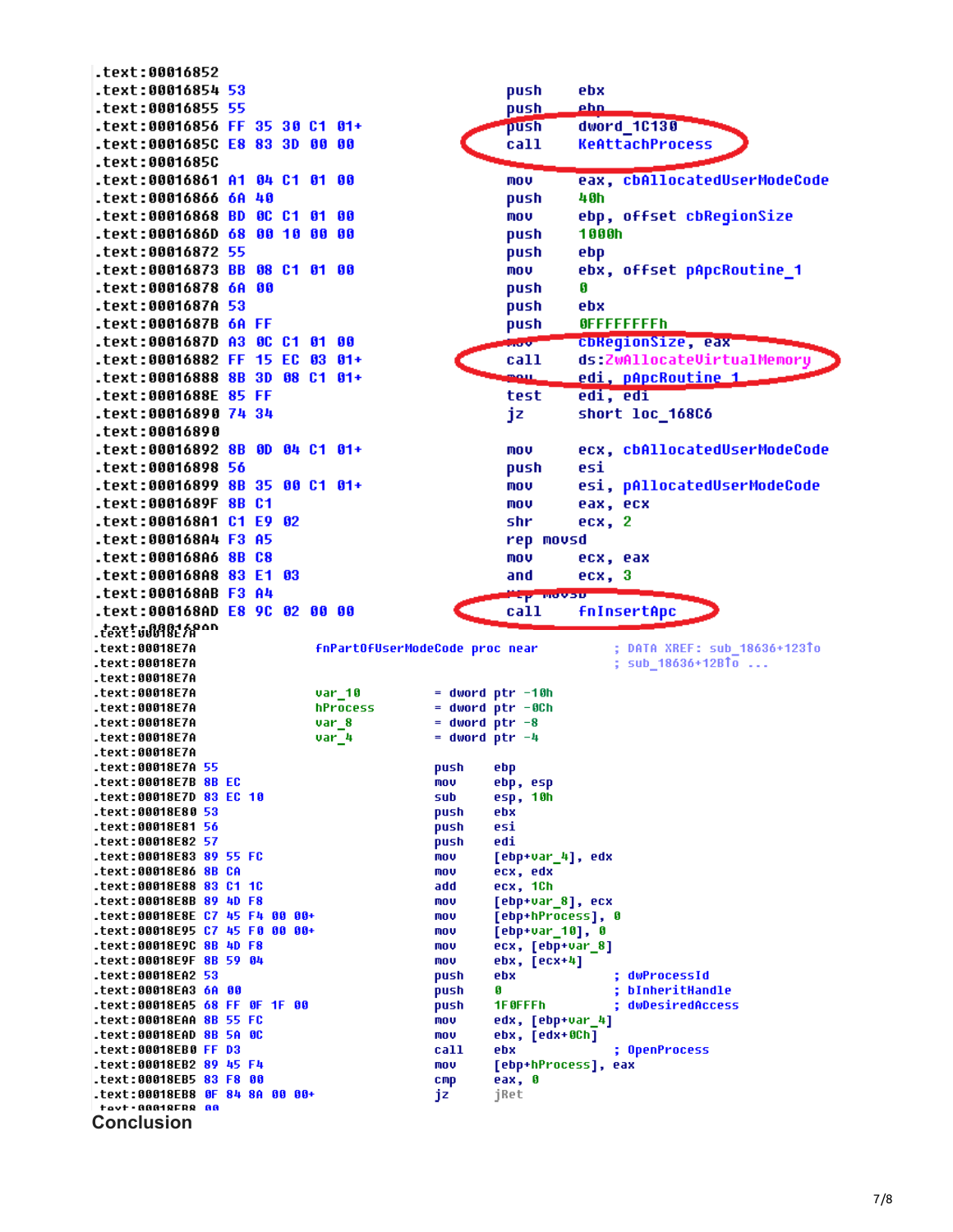```
.text:00016852
.text:00016854 53                 push    ebx
.text:00016855 55                 push    ebp
.text:00016856 FF 35 30 C1 01+    push    dword_1C130
.text:0001685C E8 83 3D 00 00     call    KeAttachProcess
.text:0001685C
.text:00016861 A1 04 C1 01 00     mov     eax, cbAllocatedUserModeCode
.text:00016866 6A 40              push    40h
.text:00016868 BD 0C C1 01 00     mov     ebp, offset cbRegionSize
.text:0001686D 68 00 10 00 00     push    1000h
.text:00016872 55                 push    ebp
.text:00016873 BB 08 C1 01 00     mov     ebx, offset pApcRoutine_1
.text:00016878 6A 00              push    0
.text:0001687A 53                 push    ebx
.text:0001687B 6A FF              push    0FFFFFFFFh
.text:0001687D A3 0C C1 01 00     mov     cbRegionSize, eax
.text:00016882 FF 15 EC 03 01+    call    ds:ZwAllocateVirtualMemory
.text:00016888 8B 3D 08 C1 01+    mov     edi, pApcRoutine_1
.text:0001688E 85 FF              test    edi, edi
.text:00016890 74 34              jz      short loc_168C6
.text:00016890
.text:00016892 8B 0D 04 C1 01+    mov     ecx, cbAllocatedUserModeCode
.text:00016898 56                 push    esi
.text:00016899 8B 35 00 C1 01+    mov     esi, pAllocatedUserModeCode
.text:0001689F 8B C1              mov     eax, ecx
.text:000168A1 C1 E9 02           shr     ecx, 2
.text:000168A4 F3 A5              rep movsd
.text:000168A6 8B C8              mov     ecx, eax
.text:000168A8 83 E1 03           and     ecx, 3
.text:000168AB F3 A4              rep movsb
.text:000168AD E8 9C 02 00 00     call    fnInsertApc
```

```
.text:00018E7A
.text:00018E7A          fnPartOfUserModeCode proc near        ; DATA XREF: sub_18636+123↑o
.text:00018E7A                                                ; sub_18636+12B↑o ...
.text:00018E7A
.text:00018E7A          var_10      = dword ptr -10h
.text:00018E7A          hProcess    = dword ptr -0Ch
.text:00018E7A          var_8       = dword ptr -8
.text:00018E7A          var_4       = dword ptr -4
.text:00018E7A
.text:00018E7A 55                push    ebp
.text:00018E7B 8B EC             mov     ebp, esp
.text:00018E7D 83 EC 10          sub     esp, 10h
.text:00018E80 53                push    ebx
.text:00018E81 56                push    esi
.text:00018E82 57                push    edi
.text:00018E83 89 55 FC          mov     [ebp+var_4], edx
.text:00018E86 8B CA             mov     ecx, edx
.text:00018E88 83 C1 1C          add     ecx, 1Ch
.text:00018E8B 89 4D F8          mov     [ebp+var_8], ecx
.text:00018E8E C7 45 F4 00 00+   mov     [ebp+hProcess], 0
.text:00018E95 C7 45 F0 00 00+   mov     [ebp+var_10], 0
.text:00018E9C 8B 4D F8          mov     ecx, [ebp+var_8]
.text:00018E9F 8B 59 04          mov     ebx, [ecx+4]
.text:00018EA2 53                push    ebx             ; dwProcessId
.text:00018EA3 6A 00             push    0               ; bInheritHandle
.text:00018EA5 68 FF 0F 1F 00    push    1F0FFFh         ; dwDesiredAccess
.text:00018EAA 8B 55 FC          mov     edx, [ebp+var_4]
.text:00018EAD 8B 5A 0C          mov     ebx, [edx+0Ch]
.text:00018EB0 FF D3             call    ebx             ; OpenProcess
.text:00018EB2 89 45 F4          mov     [ebp+hProcess], eax
.text:00018EB5 83 F8 00          cmp     eax, 0
.text:00018EB8 0F 84 8A 00 00+   jz      jRet
```

## Conclusion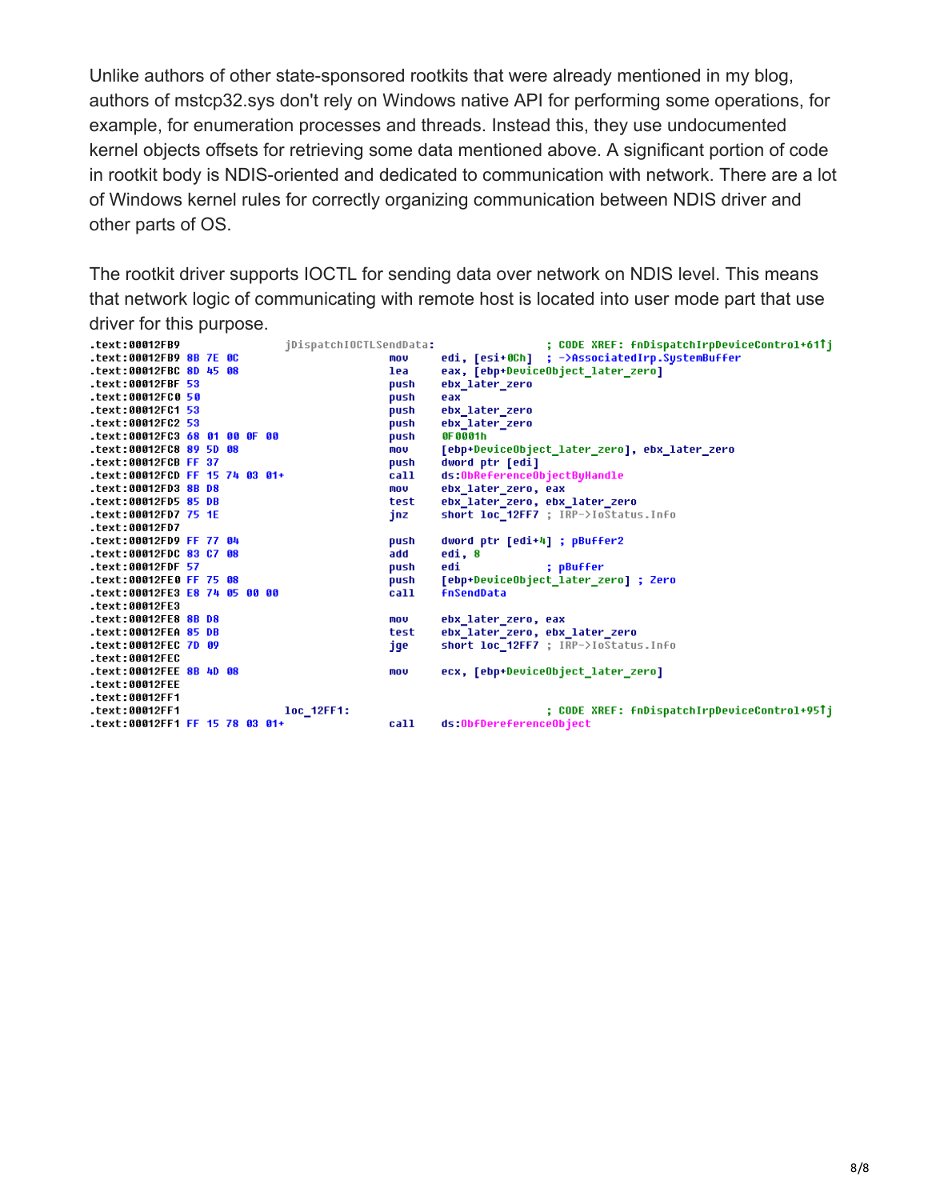Unlike authors of other state-sponsored rootkits that were already mentioned in my blog, authors of mstcp32.sys don't rely on Windows native API for performing some operations, for example, for enumeration processes and threads. Instead this, they use undocumented kernel objects offsets for retrieving some data mentioned above. A significant portion of code in rootkit body is NDIS-oriented and dedicated to communication with network. There are a lot of Windows kernel rules for correctly organizing communication between NDIS driver and other parts of OS.

The rootkit driver supports IOCTL for sending data over network on NDIS level. This means that network logic of communicating with remote host is located into user mode part that use driver for this purpose.

```
.text:00012FB9                    jDispatchIOCTLSendData:                 ; CODE XREF: fnDispatchIrpDeviceControl+61↑j
.text:00012FB9 8B 7E 0C                           mov     edi, [esi+0Ch]  ; ->AssociatedIrp.SystemBuffer
.text:00012FBC 8D 45 08                           lea     eax, [ebp+DeviceObject_later_zero]
.text:00012FBF 53                                 push    ebx_later_zero
.text:00012FC0 50                                 push    eax
.text:00012FC1 53                                 push    ebx_later_zero
.text:00012FC2 53                                 push    ebx_later_zero
.text:00012FC3 68 01 00 0F 00                     push    0F0001h
.text:00012FC8 89 5D 08                           mov     [ebp+DeviceObject_later_zero], ebx_later_zero
.text:00012FCB FF 37                              push    dword ptr [edi]
.text:00012FCD FF 15 74 03 01+                    call    ds:ObReferenceObjectByHandle
.text:00012FD3 8B D8                              mov     ebx_later_zero, eax
.text:00012FD5 85 DB                              test    ebx_later_zero, ebx_later_zero
.text:00012FD7 75 1E                              jnz     short loc_12FF7 ; IRP->IoStatus.Info
.text:00012FD7
.text:00012FD9 FF 77 04                           push    dword ptr [edi+4] ; pBuffer2
.text:00012FDC 83 C7 08                           add     edi, 8
.text:00012FDF 57                                 push    edi             ; pBuffer
.text:00012FE0 FF 75 08                           push    [ebp+DeviceObject_later_zero] ; Zero
.text:00012FE3 E8 74 05 00 00                     call    fnSendData
.text:00012FE3
.text:00012FE8 8B D8                              mov     ebx_later_zero, eax
.text:00012FEA 85 DB                              test    ebx_later_zero, ebx_later_zero
.text:00012FEC 7D 09                              jge     short loc_12FF7 ; IRP->IoStatus.Info
.text:00012FEC
.text:00012FEE 8B 4D 08                           mov     ecx, [ebp+DeviceObject_later_zero]
.text:00012FEE
.text:00012FF1
.text:00012FF1                    loc_12FF1:                              ; CODE XREF: fnDispatchIrpDeviceControl+95↑j
.text:00012FF1 FF 15 78 03 01+                    call    ds:ObfDereferenceObject
```